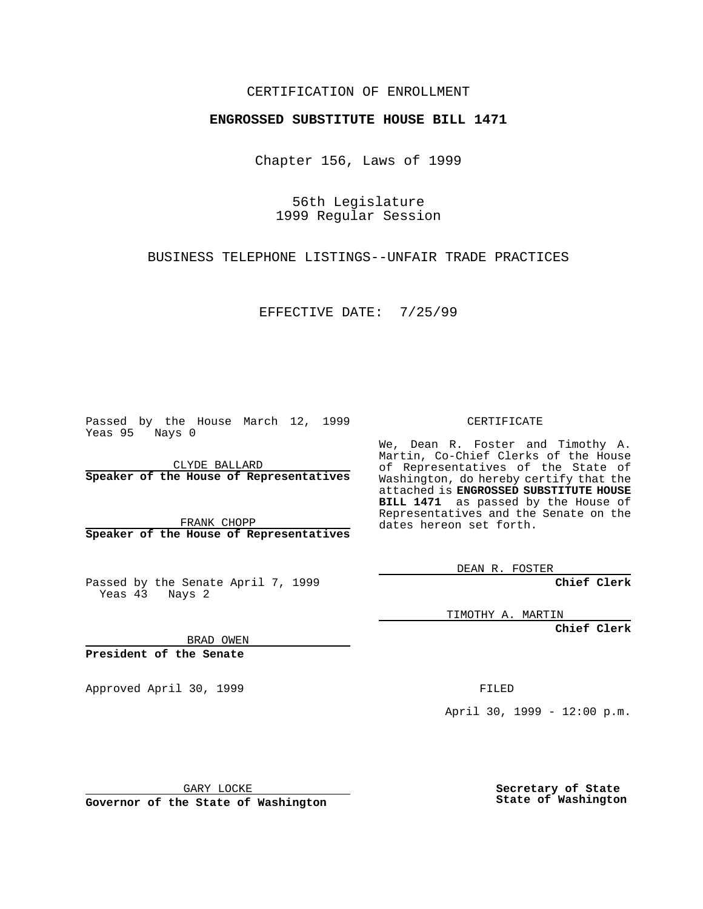CERTIFICATION OF ENROLLMENT

**ENGROSSED SUBSTITUTE HOUSE BILL 1471**

Chapter 156, Laws of 1999

56th Legislature
1999 Regular Session

BUSINESS TELEPHONE LISTINGS--UNFAIR TRADE PRACTICES

EFFECTIVE DATE: 7/25/99

Passed by the House March 12, 1999
Yeas 95 Nays 0

CLYDE BALLARD
**Speaker of the House of Representatives**

FRANK CHOPP
**Speaker of the House of Representatives**

Passed by the Senate April 7, 1999
Yeas 43 Nays 2

BRAD OWEN
**President of the Senate**

Approved April 30, 1999

GARY LOCKE
**Governor of the State of Washington**

CERTIFICATE

We, Dean R. Foster and Timothy A. Martin, Co-Chief Clerks of the House of Representatives of the State of Washington, do hereby certify that the attached is **ENGROSSED SUBSTITUTE HOUSE BILL 1471** as passed by the House of Representatives and the Senate on the dates hereon set forth.

DEAN R. FOSTER
**Chief Clerk**

TIMOTHY A. MARTIN
**Chief Clerk**

FILED

April 30, 1999 - 12:00 p.m.

**Secretary of State**
**State of Washington**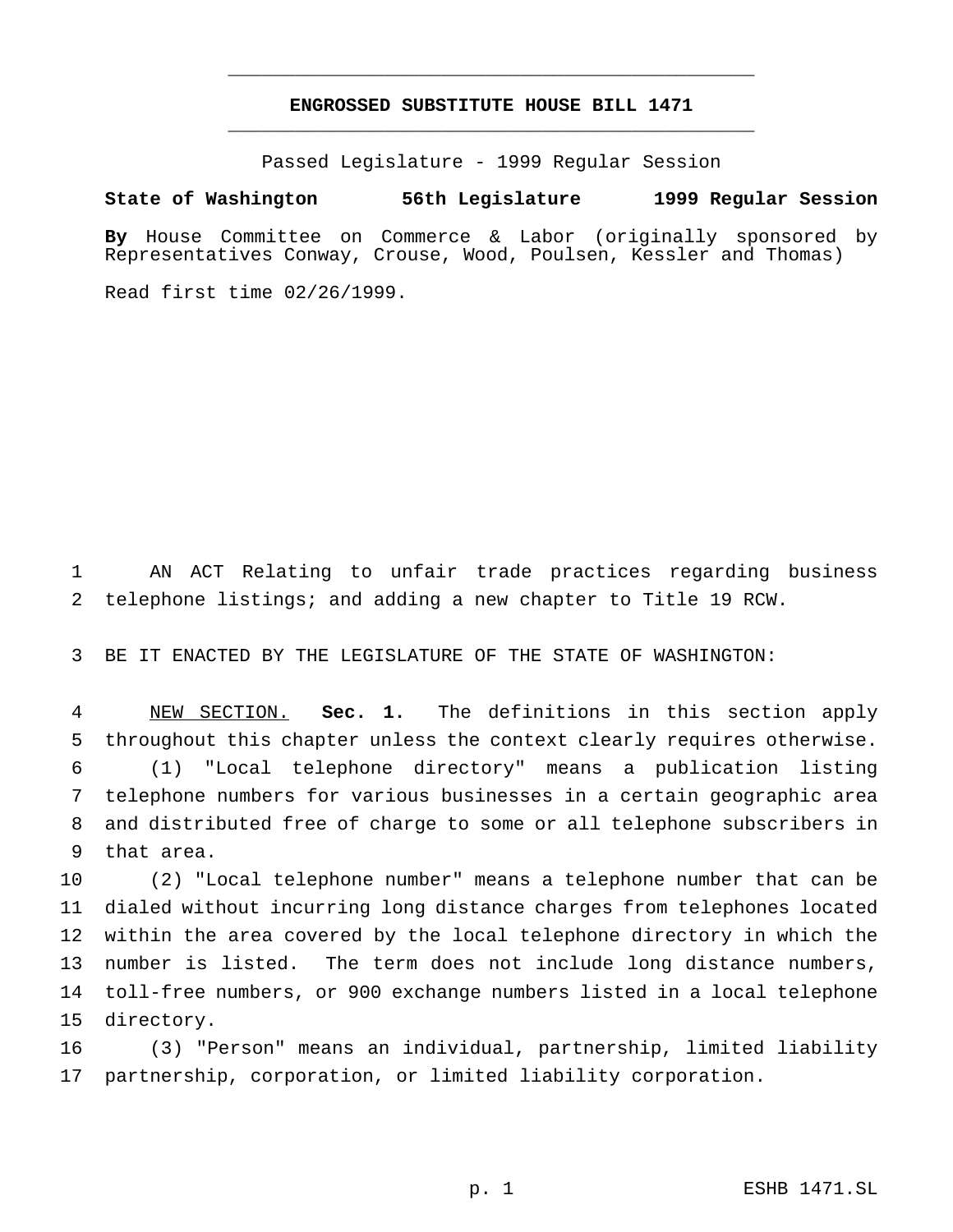# ENGROSSED SUBSTITUTE HOUSE BILL 1471

Passed Legislature - 1999 Regular Session

**State of Washington 56th Legislature 1999 Regular Session**

**By** House Committee on Commerce & Labor (originally sponsored by Representatives Conway, Crouse, Wood, Poulsen, Kessler and Thomas)

Read first time 02/26/1999.

AN ACT Relating to unfair trade practices regarding business telephone listings; and adding a new chapter to Title 19 RCW.

BE IT ENACTED BY THE LEGISLATURE OF THE STATE OF WASHINGTON:

NEW SECTION. **Sec. 1.** The definitions in this section apply throughout this chapter unless the context clearly requires otherwise.

(1) "Local telephone directory" means a publication listing telephone numbers for various businesses in a certain geographic area and distributed free of charge to some or all telephone subscribers in that area.

(2) "Local telephone number" means a telephone number that can be dialed without incurring long distance charges from telephones located within the area covered by the local telephone directory in which the number is listed. The term does not include long distance numbers, toll-free numbers, or 900 exchange numbers listed in a local telephone directory.

(3) "Person" means an individual, partnership, limited liability partnership, corporation, or limited liability corporation.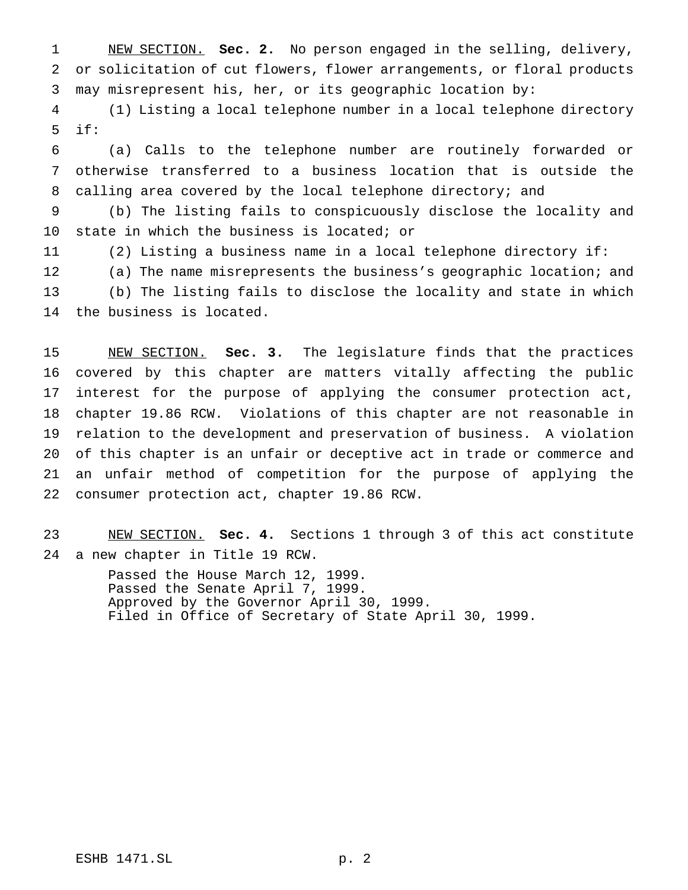NEW SECTION. **Sec. 2.** No person engaged in the selling, delivery, or solicitation of cut flowers, flower arrangements, or floral products may misrepresent his, her, or its geographic location by:

(1) Listing a local telephone number in a local telephone directory if:

(a) Calls to the telephone number are routinely forwarded or otherwise transferred to a business location that is outside the calling area covered by the local telephone directory; and

(b) The listing fails to conspicuously disclose the locality and state in which the business is located; or

(2) Listing a business name in a local telephone directory if:

(a) The name misrepresents the business's geographic location; and

(b) The listing fails to disclose the locality and state in which the business is located.

NEW SECTION. **Sec. 3.** The legislature finds that the practices covered by this chapter are matters vitally affecting the public interest for the purpose of applying the consumer protection act, chapter 19.86 RCW. Violations of this chapter are not reasonable in relation to the development and preservation of business. A violation of this chapter is an unfair or deceptive act in trade or commerce and an unfair method of competition for the purpose of applying the consumer protection act, chapter 19.86 RCW.

NEW SECTION. **Sec. 4.** Sections 1 through 3 of this act constitute a new chapter in Title 19 RCW.

Passed the House March 12, 1999.
Passed the Senate April 7, 1999.
Approved by the Governor April 30, 1999.
Filed in Office of Secretary of State April 30, 1999.